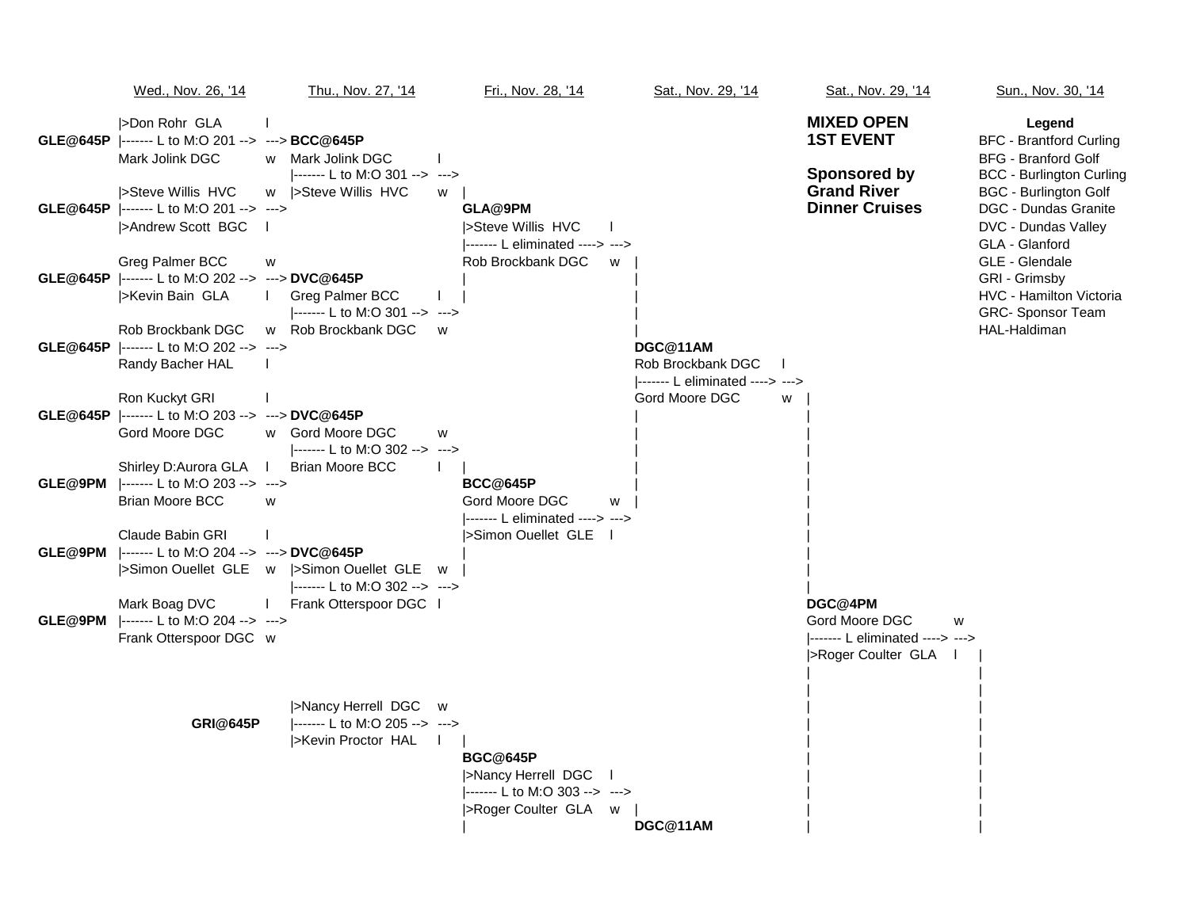## MIXED OPEN 1ST EVENT

**Sponsored by Grand River Dinner Cruises**

| Wed., Nov. 26, '14 | Thu., Nov. 27, '14 | Fri., Nov. 28, '14 | Sat., Nov. 29, '14 | Sat., Nov. 29, '14 | Sun., Nov. 30, '14 |
|---|---|---|---|---|---|

### Wed., Nov. 26, '14

**GLE@645P**
- |>Don Rohr GLA — l
- Mark Jolink DGC — w
- L to M:O 201 --> BCC@645P

**GLE@645P**
- |>Steve Willis HVC — w
- |>Andrew Scott BGC — l
- L to M:O 201 --> BCC@645P

**GLE@645P**
- Greg Palmer BCC — w
- |>Kevin Bain GLA — l
- L to M:O 202 --> DVC@645P

**GLE@645P**
- Rob Brockbank DGC — w
- Randy Bacher HAL — l
- L to M:O 202 --> DVC@645P

**GLE@645P**
- Ron Kuckyt GRI — l
- Gord Moore DGC — w
- L to M:O 203 --> DVC@645P

**GLE@9PM**
- Shirley D:Aurora GLA — l
- Brian Moore BCC — w
- L to M:O 203 --> DVC@645P

**GLE@9PM**
- Claude Babin GRI — l
- |>Simon Ouellet GLE — w
- L to M:O 204 --> DVC@645P

**GLE@9PM**
- Mark Boag DVC — l
- Frank Otterspoor DGC — w
- L to M:O 204 --> DVC@645P

### Thu., Nov. 27, '14

**BCC@645P**
- Mark Jolink DGC — l
- |>Steve Willis HVC — w
- L to M:O 301 --> GLA@9PM

**DVC@645P**
- Greg Palmer BCC — l
- Rob Brockbank DGC — w
- L to M:O 301 --> GLA@9PM

**DVC@645P**
- Gord Moore DGC — w
- Brian Moore BCC — l
- L to M:O 302 --> BCC@645P

**DVC@645P**
- |>Simon Ouellet GLE — w
- Frank Otterspoor DGC — l
- L to M:O 302 --> BCC@645P

**GRI@645P**
- |>Nancy Herrell DGC — w
- |>Kevin Proctor HAL — l
- L to M:O 205 --> BGC@645P

### Fri., Nov. 28, '14

**GLA@9PM**
- |>Steve Willis HVC — l
- Rob Brockbank DGC — w
- L eliminated --> DGC@11AM

**BCC@645P**
- Gord Moore DGC — w
- |>Simon Ouellet GLE — l
- L eliminated --> DGC@11AM

**BGC@645P**
- |>Nancy Herrell DGC — l
- |>Roger Coulter GLA — w
- L to M:O 303 --> DGC@11AM

### Sat., Nov. 29, '14

**DGC@11AM**
- Rob Brockbank DGC — l
- Gord Moore DGC — w
- L eliminated --> DGC@4PM

**DGC@11AM**

### Sat., Nov. 29, '14

**DGC@4PM**
- Gord Moore DGC — w
- |>Roger Coulter GLA — l
- L eliminated -->

### Legend

- BFC - Brantford Curling
- BFG - Branford Golf
- BCC - Burlington Curling
- BGC - Burlington Golf
- DGC - Dundas Granite
- DVC - Dundas Valley
- GLA - Glanford
- GLE - Glendale
- GRI - Grimsby
- HVC - Hamilton Victoria
- GRC- Sponsor Team
- HAL-Haldiman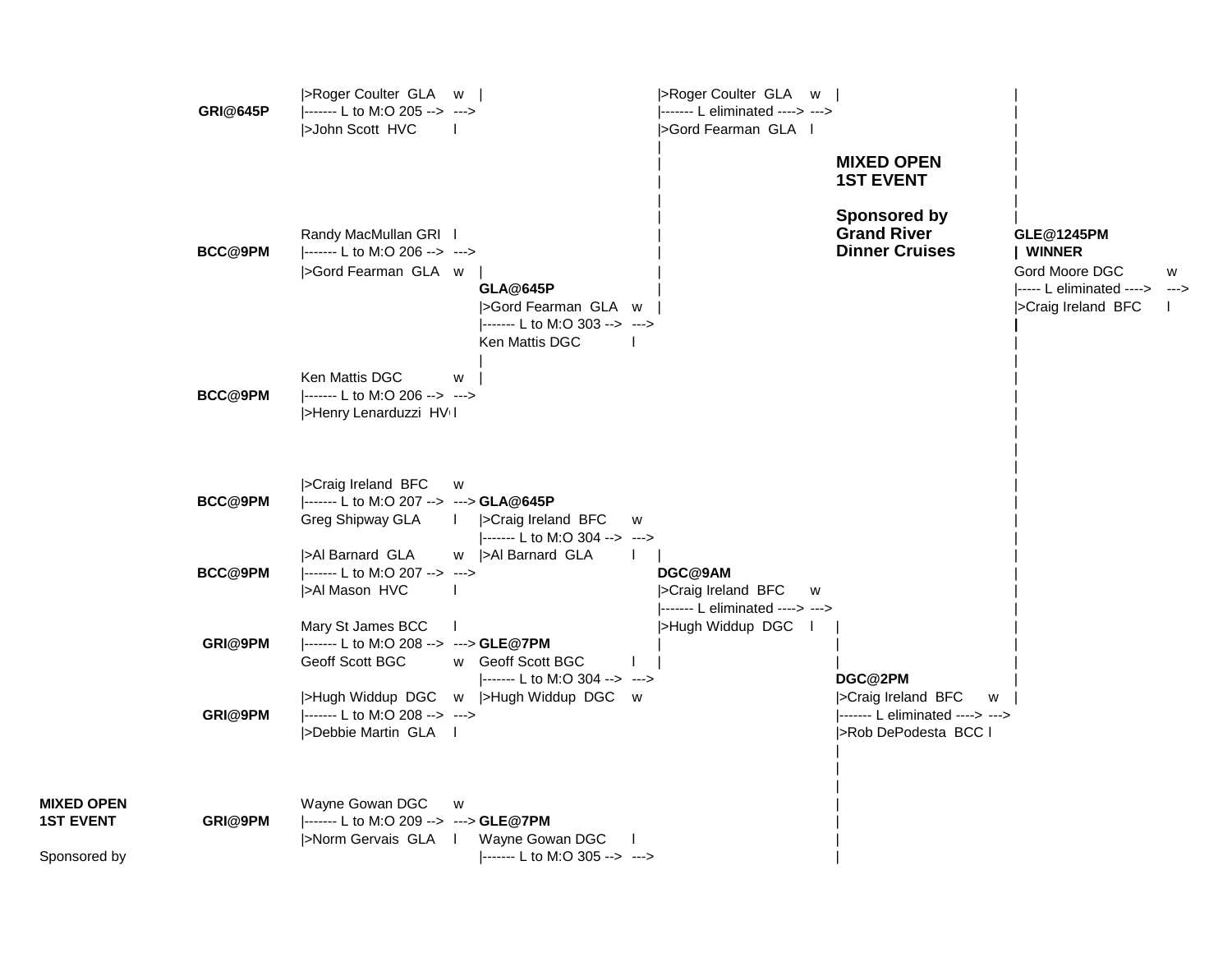## MIXED OPEN 1ST EVENT

**Sponsored by Grand River Dinner Cruises**

### Round 1

**GRI@645P**
- |>Roger Coulter GLA — w
- |------- L to M:O 205 --> --->
- |>John Scott HVC — l

**BCC@9PM**
- Randy MacMullan GRI — l
- |------- L to M:O 206 --> --->
- |>Gord Fearman GLA — w

**BCC@9PM**
- Ken Mattis DGC — w
- |------- L to M:O 206 --> --->
- |>Henry Lenarduzzi HV — l

**BCC@9PM**
- |>Craig Ireland BFC — w
- |------- L to M:O 207 --> --->
- Greg Shipway GLA — l

**BCC@9PM**
- |>Al Barnard GLA — w
- |------- L to M:O 207 --> --->
- |>Al Mason HVC — l

**GRI@9PM**
- Mary St James BCC — l
- |------- L to M:O 208 --> --->
- Geoff Scott BGC — w

**GRI@9PM**
- |>Hugh Widdup DGC — w
- |------- L to M:O 208 --> --->
- |>Debbie Martin GLA — l

**GRI@9PM**
- Wayne Gowan DGC — w
- |------- L to M:O 209 --> --->
- |>Norm Gervais GLA — l

### Round 2

**GLA@645P**
- |>Gord Fearman GLA — w
- |------- L to M:O 303 --> --->
- Ken Mattis DGC — l

**GLA@645P**
- |>Craig Ireland BFC — w
- |------- L to M:O 304 --> --->
- |>Al Barnard GLA — l

**GLE@7PM**
- Geoff Scott BGC — l
- |------- L to M:O 304 --> --->
- |>Hugh Widdup DGC — w

**GLE@7PM**
- Wayne Gowan DGC — l
- |------- L to M:O 305 --> --->

### Round 3

- |>Roger Coulter GLA — w
- |------- L eliminated ----> --->
- |>Gord Fearman GLA — l

**DGC@9AM**
- |>Craig Ireland BFC — w
- |------- L eliminated ----> --->
- |>Hugh Widdup DGC — l

### Round 4

**DGC@2PM**
- |>Craig Ireland BFC — w
- |------- L eliminated ----> --->
- |>Rob DePodesta BCC — l

### Final

**GLE@1245PM**
**| WINNER**
- Gord Moore DGC — w
- |----- L eliminated ----> --->
- |>Craig Ireland BFC — l

**MIXED OPEN**
**1ST EVENT**

Sponsored by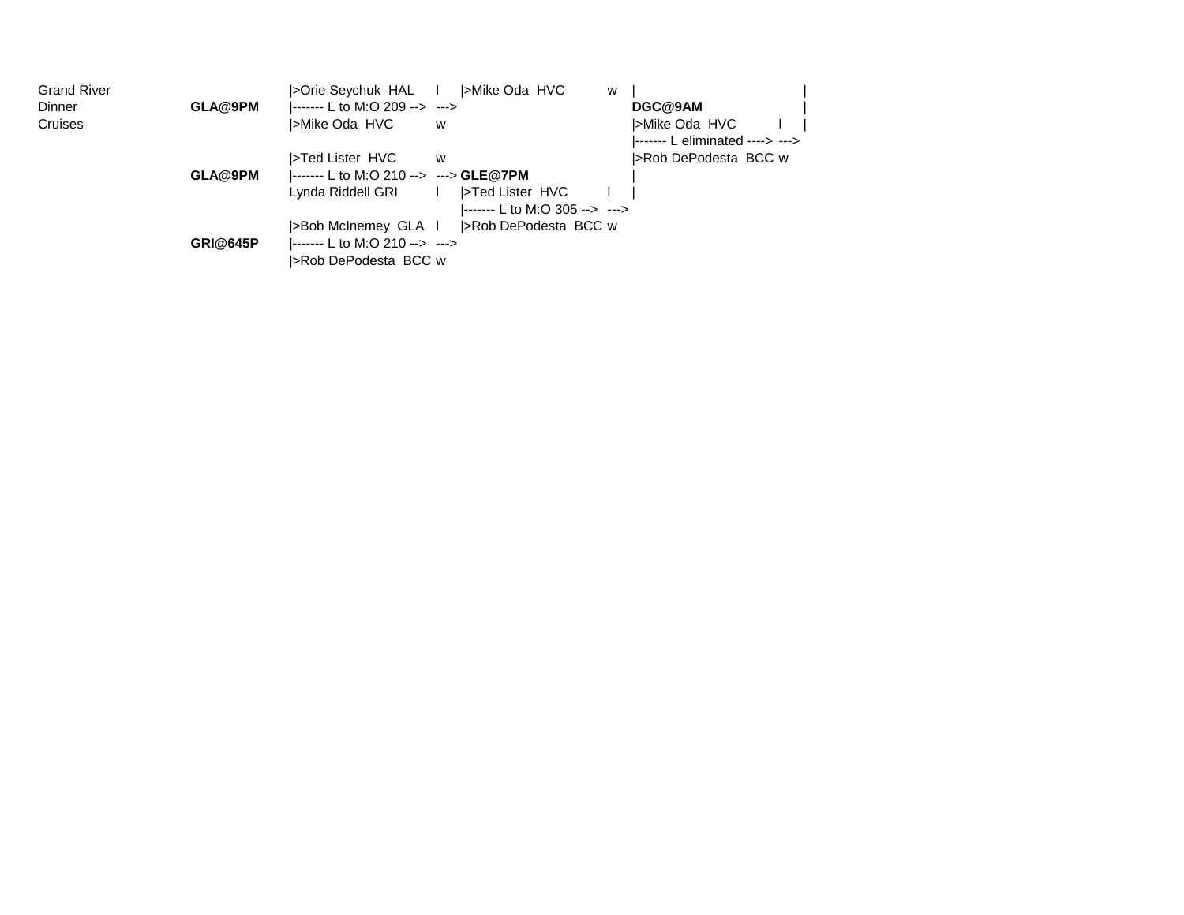| | | | | | | | | | |
|---|---|---|---|---|---|---|---|---|---|
| Grand River | | \|>Orie Seychuk  HAL | l | \|>Mike Oda  HVC | w | \| | | | \| |
| Dinner | **GLA@9PM** | \|------- L to M:O 209 --> | ---> | | | **DGC@9AM** | | | \| |
| Cruises | | \|>Mike Oda  HVC | w | | | \|>Mike Oda  HVC | | l | \| |
| | | | | | | \|------- L eliminated ----> | | ---> | |
| | | \|>Ted Lister  HVC | w | | | \|>Rob DePodesta  BCC | | w | |
| | **GLA@9PM** | \|------- L to M:O 210 --> | ---> | **GLE@7PM** | | \| | | | |
| | | Lynda Riddell GRI | l | \|>Ted Lister  HVC | l | \| | | | |
| | | | | \|------- L to M:O 305 --> | ---> | | | | |
| | | \|>Bob McInemey  GLA | l | \|>Rob DePodesta  BCC | w | | | | |
| | **GRI@645P** | \|------- L to M:O 210 --> | ---> | | | | | | |
| | | \|>Rob DePodesta  BCC | w | | | | | | |